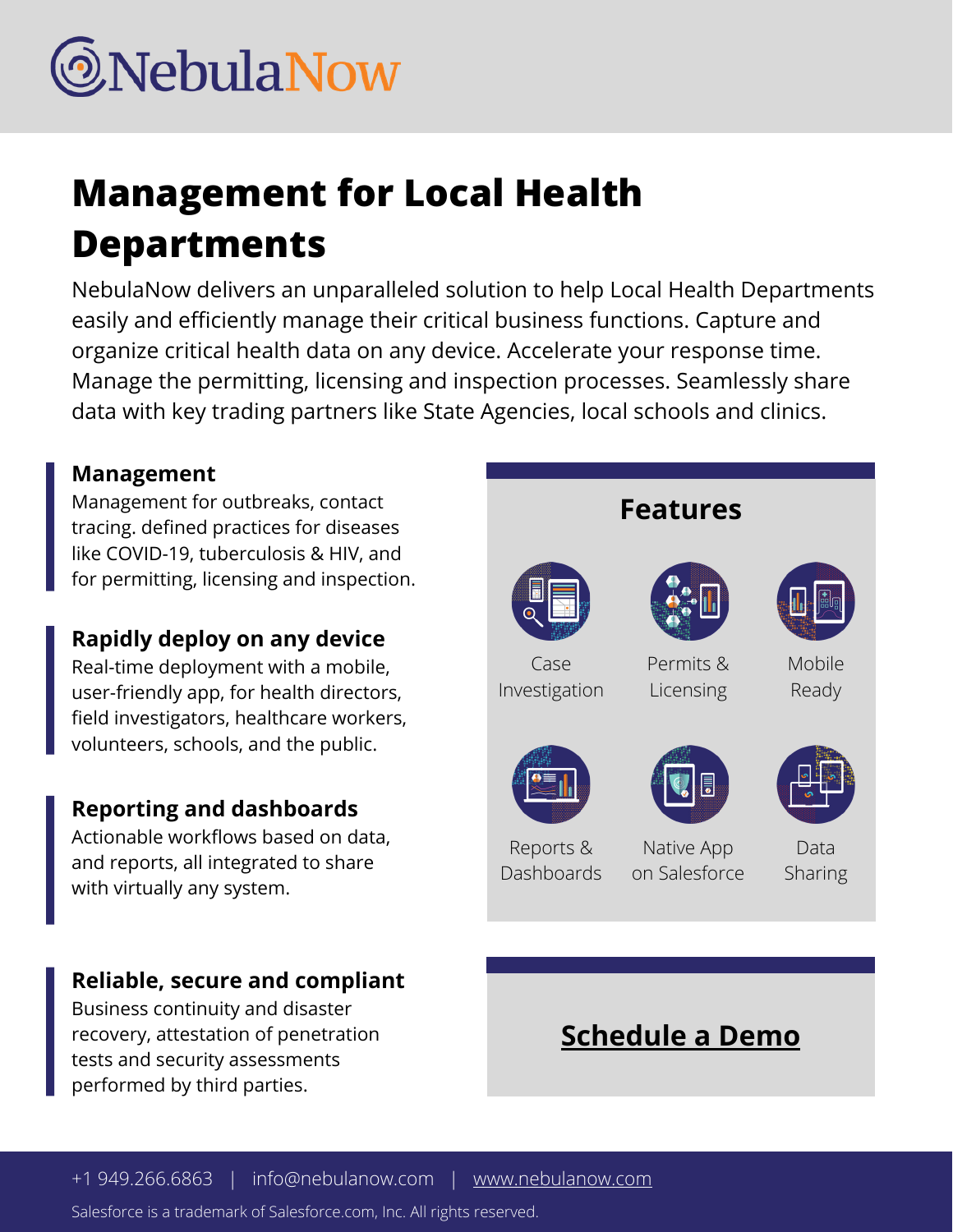# NebulaNow

## Management for Local Health Departments

NebulaNow delivers an unparalleled solution to help Local Health Departments easily and efficiently manage their critical business functions. Capture and organize critical health data on any device. Accelerate your response time. Manage the permitting, licensing and inspection processes. Seamlessly share data with key trading partners like State Agencies, local schools and clinics.

### Management

Management for outbreaks, contact tracing. defined practices for diseases like COVID-19, tuberculosis & HIV, and for permitting, licensing and inspection.

### Rapidly deploy on any device

Real-time deployment with a mobile, user-friendly app, for health directors, field investigators, healthcare workers, volunteers, schools, and the public.

### Reporting and dashboards

Actionable workflows based on data, and reports, all integrated to share with virtually any system.

### Reliable, secure and compliant

Business continuity and disaster recovery, attestation of penetration tests and security assessments performed by third parties.

### Features

- Case Investigation
- Permits & Licensing
- Mobile Ready
- Reports & Dashboards
- Native App on Salesforce
- Data Sharing

**Schedule a Demo**

+1 949.266.6863 | info@nebulanow.com | www.nebulanow.com

Salesforce is a trademark of Salesforce.com, Inc. All rights reserved.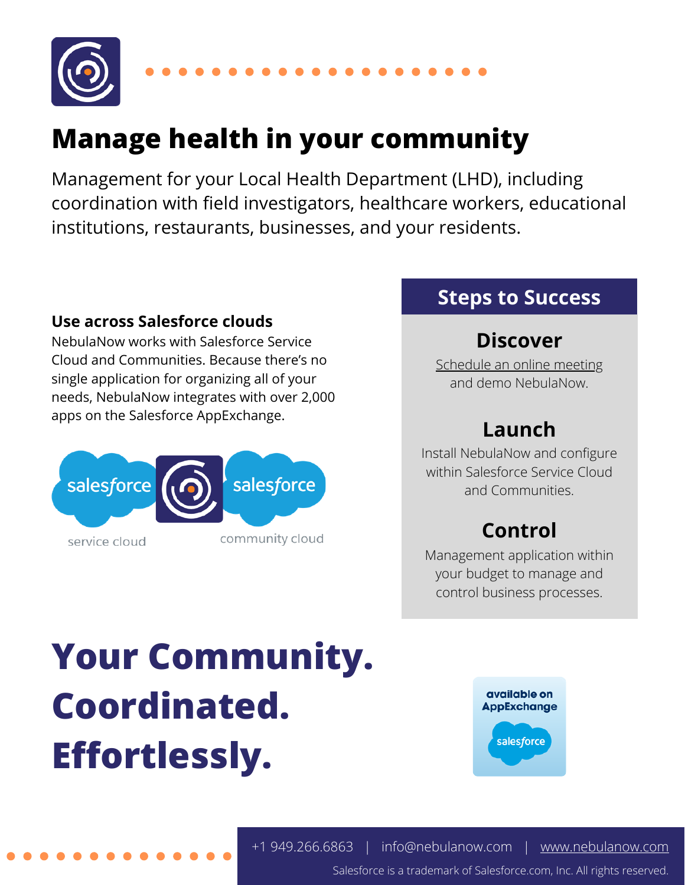# Manage health in your community

Management for your Local Health Department (LHD), including coordination with field investigators, healthcare workers, educational institutions, restaurants, businesses, and your residents.

**Use across Salesforce clouds**

NebulaNow works with Salesforce Service Cloud and Communities. Because there's no single application for organizing all of your needs, NebulaNow integrates with over 2,000 apps on the Salesforce AppExchange.

salesforce service cloud

salesforce community cloud

## Steps to Success

### Discover

Schedule an online meeting and demo NebulaNow.

### Launch

Install NebulaNow and configure within Salesforce Service Cloud and Communities.

### Control

Management application within your budget to manage and control business processes.

# Your Community. Coordinated. Effortlessly.

available on AppExchange salesforce

+1 949.266.6863 | info@nebulanow.com | www.nebulanow.com

Salesforce is a trademark of Salesforce.com, Inc. All rights reserved.